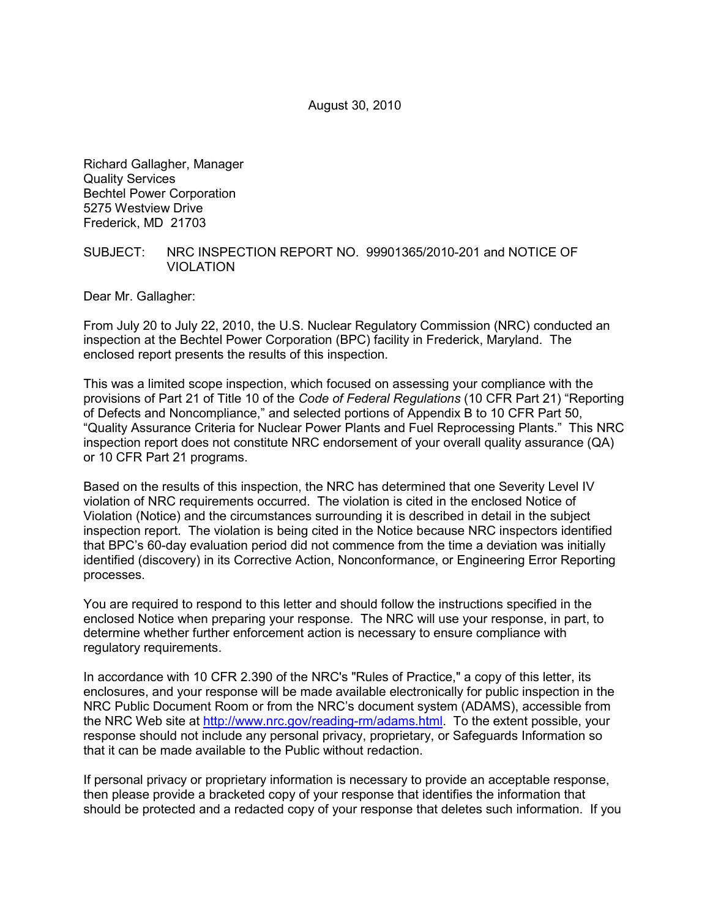August 30, 2010

Richard Gallagher, Manager
Quality Services
Bechtel Power Corporation
5275 Westview Drive
Frederick, MD 21703

SUBJECT: NRC INSPECTION REPORT NO. 99901365/2010-201 and NOTICE OF VIOLATION

Dear Mr. Gallagher:

From July 20 to July 22, 2010, the U.S. Nuclear Regulatory Commission (NRC) conducted an inspection at the Bechtel Power Corporation (BPC) facility in Frederick, Maryland. The enclosed report presents the results of this inspection.

This was a limited scope inspection, which focused on assessing your compliance with the provisions of Part 21 of Title 10 of the *Code of Federal Regulations* (10 CFR Part 21) "Reporting of Defects and Noncompliance," and selected portions of Appendix B to 10 CFR Part 50, "Quality Assurance Criteria for Nuclear Power Plants and Fuel Reprocessing Plants." This NRC inspection report does not constitute NRC endorsement of your overall quality assurance (QA) or 10 CFR Part 21 programs.

Based on the results of this inspection, the NRC has determined that one Severity Level IV violation of NRC requirements occurred. The violation is cited in the enclosed Notice of Violation (Notice) and the circumstances surrounding it is described in detail in the subject inspection report. The violation is being cited in the Notice because NRC inspectors identified that BPC's 60-day evaluation period did not commence from the time a deviation was initially identified (discovery) in its Corrective Action, Nonconformance, or Engineering Error Reporting processes.

You are required to respond to this letter and should follow the instructions specified in the enclosed Notice when preparing your response. The NRC will use your response, in part, to determine whether further enforcement action is necessary to ensure compliance with regulatory requirements.

In accordance with 10 CFR 2.390 of the NRC's "Rules of Practice," a copy of this letter, its enclosures, and your response will be made available electronically for public inspection in the NRC Public Document Room or from the NRC's document system (ADAMS), accessible from the NRC Web site at http://www.nrc.gov/reading-rm/adams.html. To the extent possible, your response should not include any personal privacy, proprietary, or Safeguards Information so that it can be made available to the Public without redaction.

If personal privacy or proprietary information is necessary to provide an acceptable response, then please provide a bracketed copy of your response that identifies the information that should be protected and a redacted copy of your response that deletes such information. If you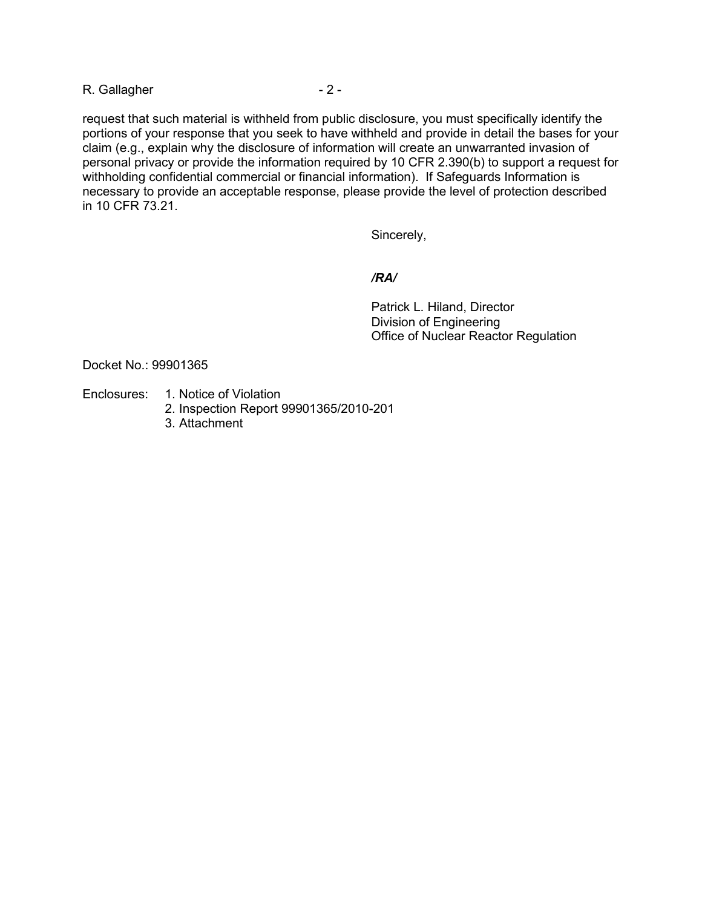request that such material is withheld from public disclosure, you must specifically identify the portions of your response that you seek to have withheld and provide in detail the bases for your claim (e.g., explain why the disclosure of information will create an unwarranted invasion of personal privacy or provide the information required by 10 CFR 2.390(b) to support a request for withholding confidential commercial or financial information). If Safeguards Information is necessary to provide an acceptable response, please provide the level of protection described in 10 CFR 73.21.

Sincerely,

***/RA/***

Patrick L. Hiland, Director
Division of Engineering
Office of Nuclear Reactor Regulation

Docket No.: 99901365

Enclosures:
1. Notice of Violation
2. Inspection Report 99901365/2010-201
3. Attachment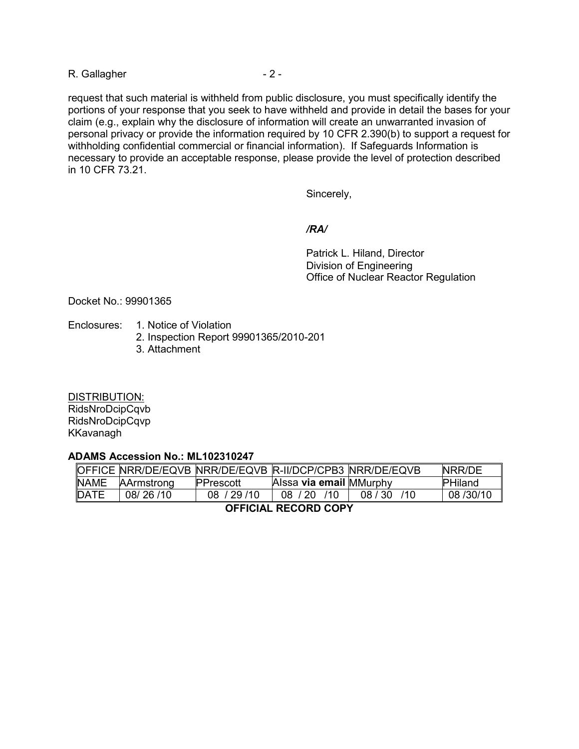request that such material is withheld from public disclosure, you must specifically identify the portions of your response that you seek to have withheld and provide in detail the bases for your claim (e.g., explain why the disclosure of information will create an unwarranted invasion of personal privacy or provide the information required by 10 CFR 2.390(b) to support a request for withholding confidential commercial or financial information). If Safeguards Information is necessary to provide an acceptable response, please provide the level of protection described in 10 CFR 73.21.

Sincerely,

***/RA/***

Patrick L. Hiland, Director
Division of Engineering
Office of Nuclear Reactor Regulation

Docket No.: 99901365

Enclosures:
1. Notice of Violation
2. Inspection Report 99901365/2010-201
3. Attachment

DISTRIBUTION:
RidsNroDcipCqvb
RidsNroDcipCqvp
KKavanagh

**ADAMS Accession No.: ML102310247**

| OFFICE | NRR/DE/EQVB | NRR/DE/EQVB | R-II/DCP/CPB3 | NRR/DE/EQVB | NRR/DE |
|---|---|---|---|---|---|
| NAME | AArmstrong | PPrescott | AIssa **via email** | MMurphy | PHiland |
| DATE | 08/ 26 /10 | 08 / 29 /10 | 08 / 20 /10 | 08 / 30 /10 | 08 /30/10 |

**OFFICIAL RECORD COPY**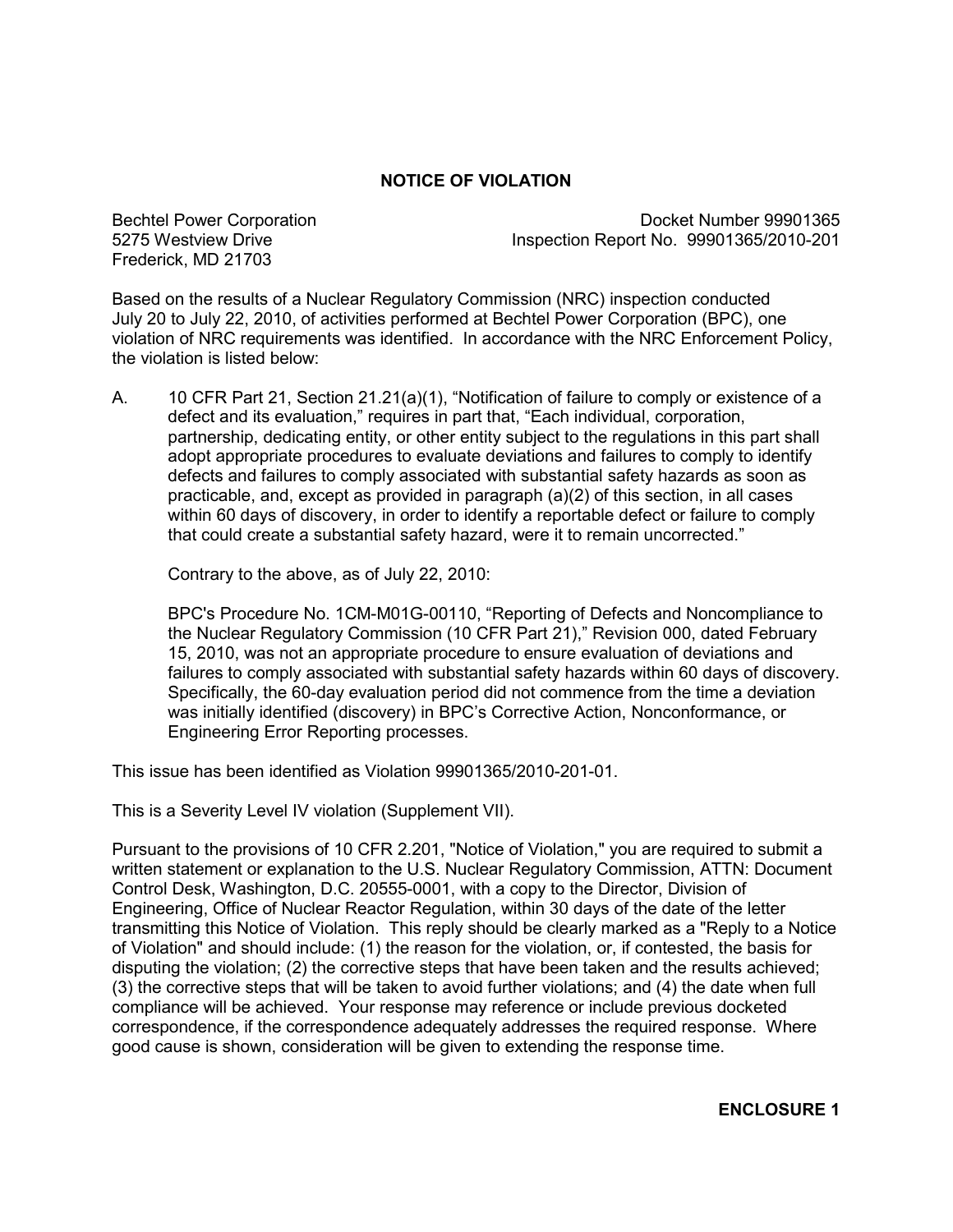## NOTICE OF VIOLATION

Bechtel Power Corporation
5275 Westview Drive
Frederick, MD 21703

Docket Number 99901365
Inspection Report No. 99901365/2010-201

Based on the results of a Nuclear Regulatory Commission (NRC) inspection conducted July 20 to July 22, 2010, of activities performed at Bechtel Power Corporation (BPC), one violation of NRC requirements was identified. In accordance with the NRC Enforcement Policy, the violation is listed below:

A. 10 CFR Part 21, Section 21.21(a)(1), "Notification of failure to comply or existence of a defect and its evaluation," requires in part that, "Each individual, corporation, partnership, dedicating entity, or other entity subject to the regulations in this part shall adopt appropriate procedures to evaluate deviations and failures to comply to identify defects and failures to comply associated with substantial safety hazards as soon as practicable, and, except as provided in paragraph (a)(2) of this section, in all cases within 60 days of discovery, in order to identify a reportable defect or failure to comply that could create a substantial safety hazard, were it to remain uncorrected."

   Contrary to the above, as of July 22, 2010:

   BPC's Procedure No. 1CM-M01G-00110, "Reporting of Defects and Noncompliance to the Nuclear Regulatory Commission (10 CFR Part 21)," Revision 000, dated February 15, 2010, was not an appropriate procedure to ensure evaluation of deviations and failures to comply associated with substantial safety hazards within 60 days of discovery. Specifically, the 60-day evaluation period did not commence from the time a deviation was initially identified (discovery) in BPC's Corrective Action, Nonconformance, or Engineering Error Reporting processes.

This issue has been identified as Violation 99901365/2010-201-01.

This is a Severity Level IV violation (Supplement VII).

Pursuant to the provisions of 10 CFR 2.201, "Notice of Violation," you are required to submit a written statement or explanation to the U.S. Nuclear Regulatory Commission, ATTN: Document Control Desk, Washington, D.C. 20555-0001, with a copy to the Director, Division of Engineering, Office of Nuclear Reactor Regulation, within 30 days of the date of the letter transmitting this Notice of Violation. This reply should be clearly marked as a "Reply to a Notice of Violation" and should include: (1) the reason for the violation, or, if contested, the basis for disputing the violation; (2) the corrective steps that have been taken and the results achieved; (3) the corrective steps that will be taken to avoid further violations; and (4) the date when full compliance will be achieved. Your response may reference or include previous docketed correspondence, if the correspondence adequately addresses the required response. Where good cause is shown, consideration will be given to extending the response time.

**ENCLOSURE 1**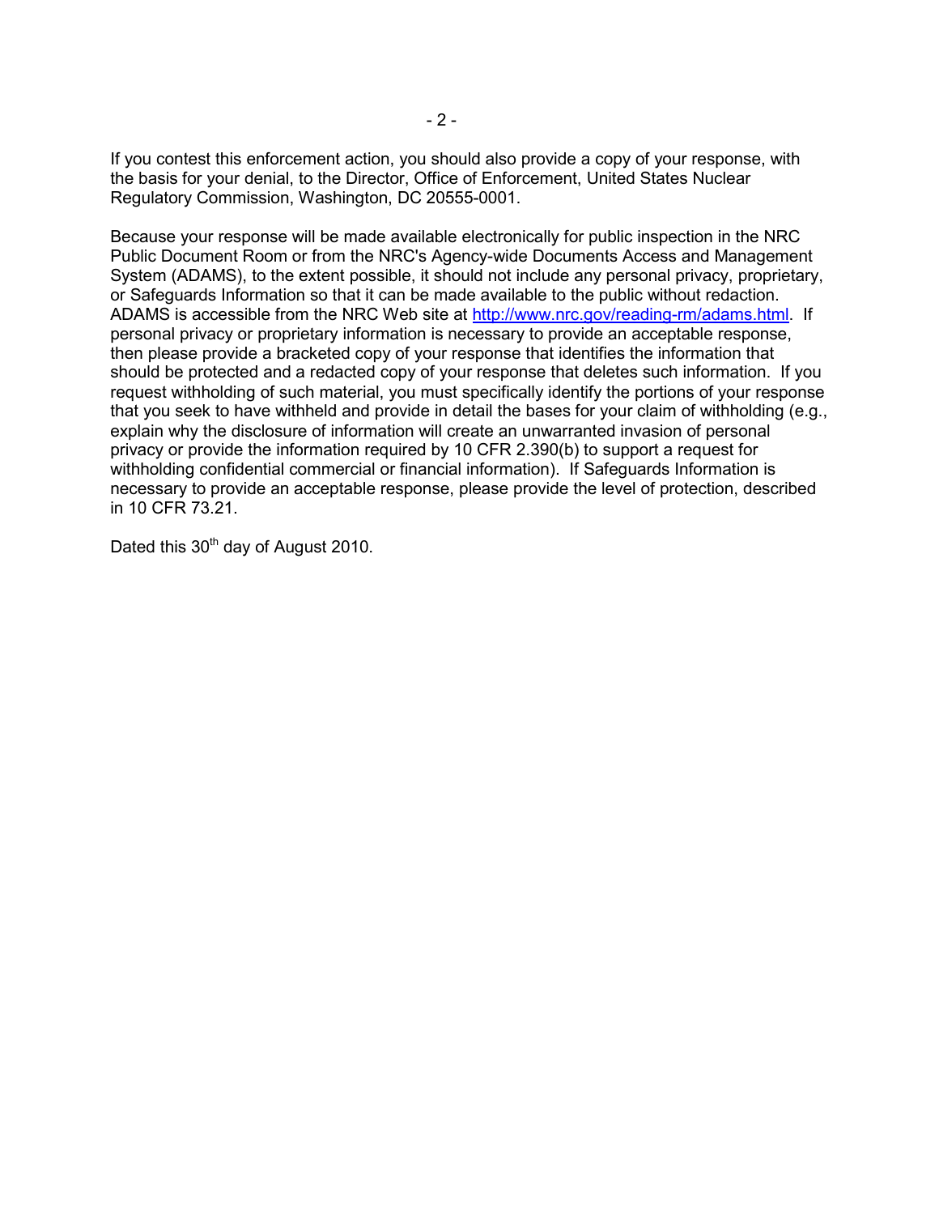If you contest this enforcement action, you should also provide a copy of your response, with the basis for your denial, to the Director, Office of Enforcement, United States Nuclear Regulatory Commission, Washington, DC 20555-0001.

Because your response will be made available electronically for public inspection in the NRC Public Document Room or from the NRC's Agency-wide Documents Access and Management System (ADAMS), to the extent possible, it should not include any personal privacy, proprietary, or Safeguards Information so that it can be made available to the public without redaction. ADAMS is accessible from the NRC Web site at http://www.nrc.gov/reading-rm/adams.html. If personal privacy or proprietary information is necessary to provide an acceptable response, then please provide a bracketed copy of your response that identifies the information that should be protected and a redacted copy of your response that deletes such information. If you request withholding of such material, you must specifically identify the portions of your response that you seek to have withheld and provide in detail the bases for your claim of withholding (e.g., explain why the disclosure of information will create an unwarranted invasion of personal privacy or provide the information required by 10 CFR 2.390(b) to support a request for withholding confidential commercial or financial information). If Safeguards Information is necessary to provide an acceptable response, please provide the level of protection, described in 10 CFR 73.21.

Dated this 30th day of August 2010.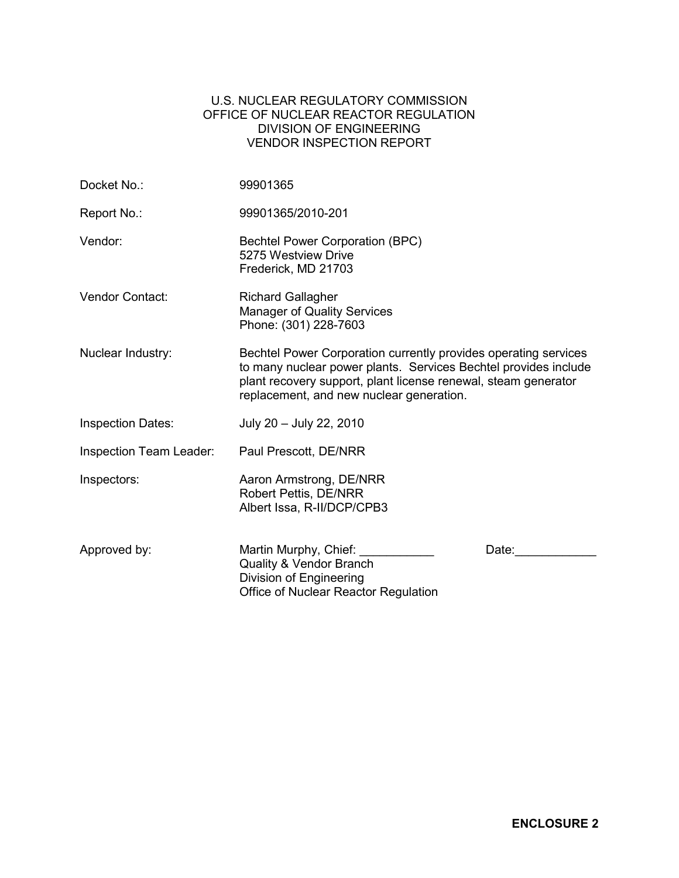U.S. NUCLEAR REGULATORY COMMISSION
OFFICE OF NUCLEAR REACTOR REGULATION
DIVISION OF ENGINEERING
VENDOR INSPECTION REPORT

| | |
|---|---|
| Docket No.: | 99901365 |
| Report No.: | 99901365/2010-201 |
| Vendor: | Bechtel Power Corporation (BPC)<br>5275 Westview Drive<br>Frederick, MD 21703 |
| Vendor Contact: | Richard Gallagher<br>Manager of Quality Services<br>Phone: (301) 228-7603 |
| Nuclear Industry: | Bechtel Power Corporation currently provides operating services to many nuclear power plants. Services Bechtel provides include plant recovery support, plant license renewal, steam generator replacement, and new nuclear generation. |
| Inspection Dates: | July 20 – July 22, 2010 |
| Inspection Team Leader: | Paul Prescott, DE/NRR |
| Inspectors: | Aaron Armstrong, DE/NRR<br>Robert Pettis, DE/NRR<br>Albert Issa, R-II/DCP/CPB3 |
| Approved by: | Martin Murphy, Chief: ___________ Date:____________<br>Quality & Vendor Branch<br>Division of Engineering<br>Office of Nuclear Reactor Regulation |

**ENCLOSURE 2**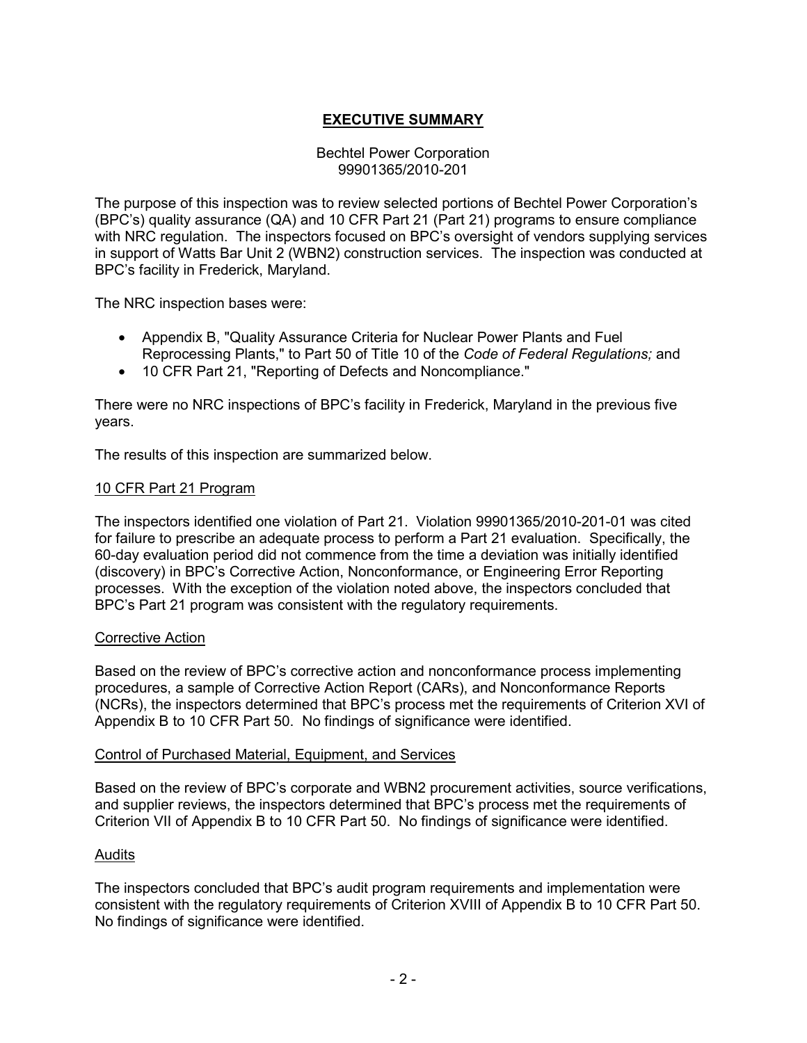## EXECUTIVE SUMMARY

Bechtel Power Corporation
99901365/2010-201

The purpose of this inspection was to review selected portions of Bechtel Power Corporation's (BPC's) quality assurance (QA) and 10 CFR Part 21 (Part 21) programs to ensure compliance with NRC regulation. The inspectors focused on BPC's oversight of vendors supplying services in support of Watts Bar Unit 2 (WBN2) construction services. The inspection was conducted at BPC's facility in Frederick, Maryland.

The NRC inspection bases were:

- Appendix B, "Quality Assurance Criteria for Nuclear Power Plants and Fuel Reprocessing Plants," to Part 50 of Title 10 of the *Code of Federal Regulations;* and
- 10 CFR Part 21, "Reporting of Defects and Noncompliance."

There were no NRC inspections of BPC's facility in Frederick, Maryland in the previous five years.

The results of this inspection are summarized below.

### 10 CFR Part 21 Program

The inspectors identified one violation of Part 21. Violation 99901365/2010-201-01 was cited for failure to prescribe an adequate process to perform a Part 21 evaluation. Specifically, the 60-day evaluation period did not commence from the time a deviation was initially identified (discovery) in BPC's Corrective Action, Nonconformance, or Engineering Error Reporting processes. With the exception of the violation noted above, the inspectors concluded that BPC's Part 21 program was consistent with the regulatory requirements.

### Corrective Action

Based on the review of BPC's corrective action and nonconformance process implementing procedures, a sample of Corrective Action Report (CARs), and Nonconformance Reports (NCRs), the inspectors determined that BPC's process met the requirements of Criterion XVI of Appendix B to 10 CFR Part 50. No findings of significance were identified.

### Control of Purchased Material, Equipment, and Services

Based on the review of BPC's corporate and WBN2 procurement activities, source verifications, and supplier reviews, the inspectors determined that BPC's process met the requirements of Criterion VII of Appendix B to 10 CFR Part 50. No findings of significance were identified.

### Audits

The inspectors concluded that BPC's audit program requirements and implementation were consistent with the regulatory requirements of Criterion XVIII of Appendix B to 10 CFR Part 50. No findings of significance were identified.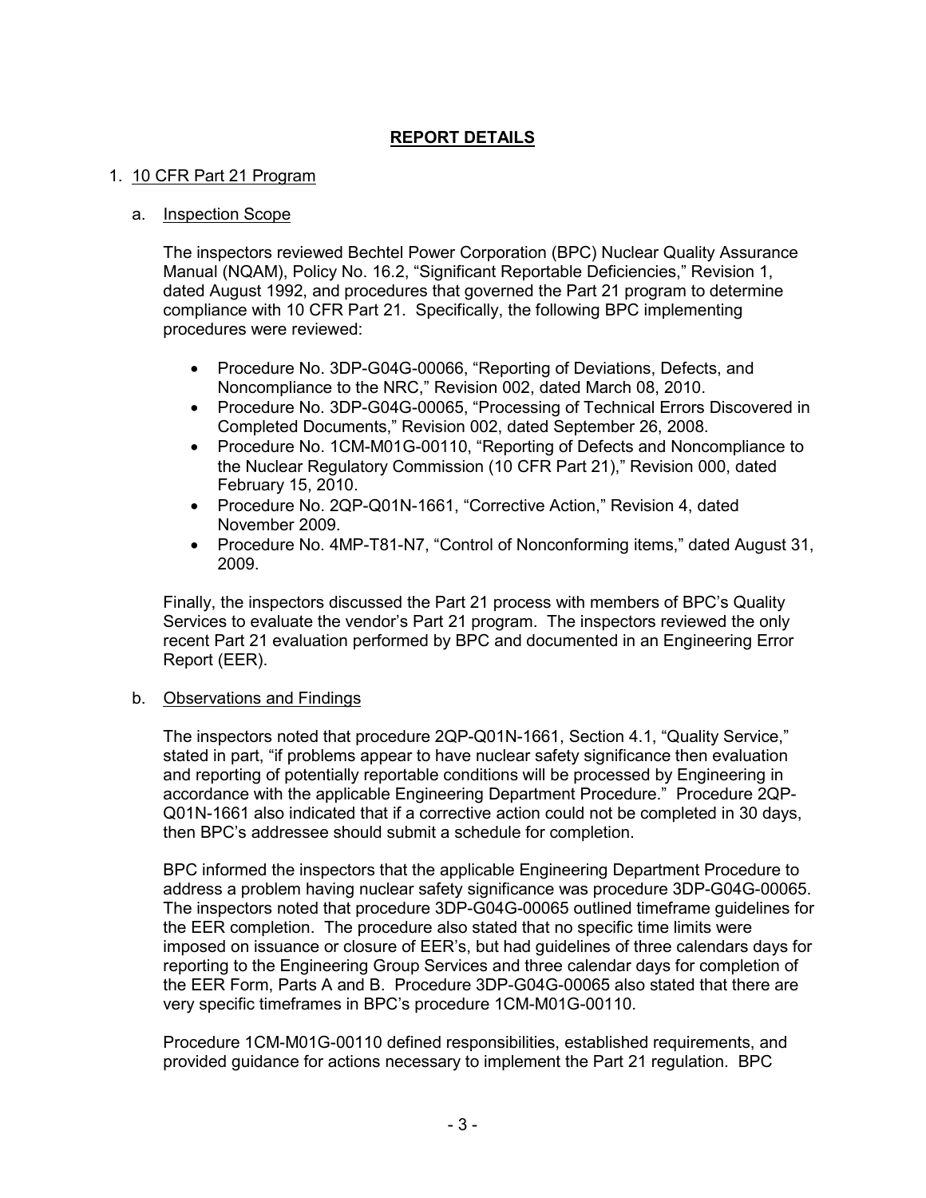# REPORT DETAILS

## 1. 10 CFR Part 21 Program

### a. Inspection Scope

The inspectors reviewed Bechtel Power Corporation (BPC) Nuclear Quality Assurance Manual (NQAM), Policy No. 16.2, "Significant Reportable Deficiencies," Revision 1, dated August 1992, and procedures that governed the Part 21 program to determine compliance with 10 CFR Part 21. Specifically, the following BPC implementing procedures were reviewed:

- Procedure No. 3DP-G04G-00066, "Reporting of Deviations, Defects, and Noncompliance to the NRC," Revision 002, dated March 08, 2010.
- Procedure No. 3DP-G04G-00065, "Processing of Technical Errors Discovered in Completed Documents," Revision 002, dated September 26, 2008.
- Procedure No. 1CM-M01G-00110, "Reporting of Defects and Noncompliance to the Nuclear Regulatory Commission (10 CFR Part 21)," Revision 000, dated February 15, 2010.
- Procedure No. 2QP-Q01N-1661, "Corrective Action," Revision 4, dated November 2009.
- Procedure No. 4MP-T81-N7, "Control of Nonconforming items," dated August 31, 2009.

Finally, the inspectors discussed the Part 21 process with members of BPC's Quality Services to evaluate the vendor's Part 21 program. The inspectors reviewed the only recent Part 21 evaluation performed by BPC and documented in an Engineering Error Report (EER).

### b. Observations and Findings

The inspectors noted that procedure 2QP-Q01N-1661, Section 4.1, "Quality Service," stated in part, "if problems appear to have nuclear safety significance then evaluation and reporting of potentially reportable conditions will be processed by Engineering in accordance with the applicable Engineering Department Procedure." Procedure 2QP-Q01N-1661 also indicated that if a corrective action could not be completed in 30 days, then BPC's addressee should submit a schedule for completion.

BPC informed the inspectors that the applicable Engineering Department Procedure to address a problem having nuclear safety significance was procedure 3DP-G04G-00065. The inspectors noted that procedure 3DP-G04G-00065 outlined timeframe guidelines for the EER completion. The procedure also stated that no specific time limits were imposed on issuance or closure of EER's, but had guidelines of three calendars days for reporting to the Engineering Group Services and three calendar days for completion of the EER Form, Parts A and B. Procedure 3DP-G04G-00065 also stated that there are very specific timeframes in BPC's procedure 1CM-M01G-00110.

Procedure 1CM-M01G-00110 defined responsibilities, established requirements, and provided guidance for actions necessary to implement the Part 21 regulation. BPC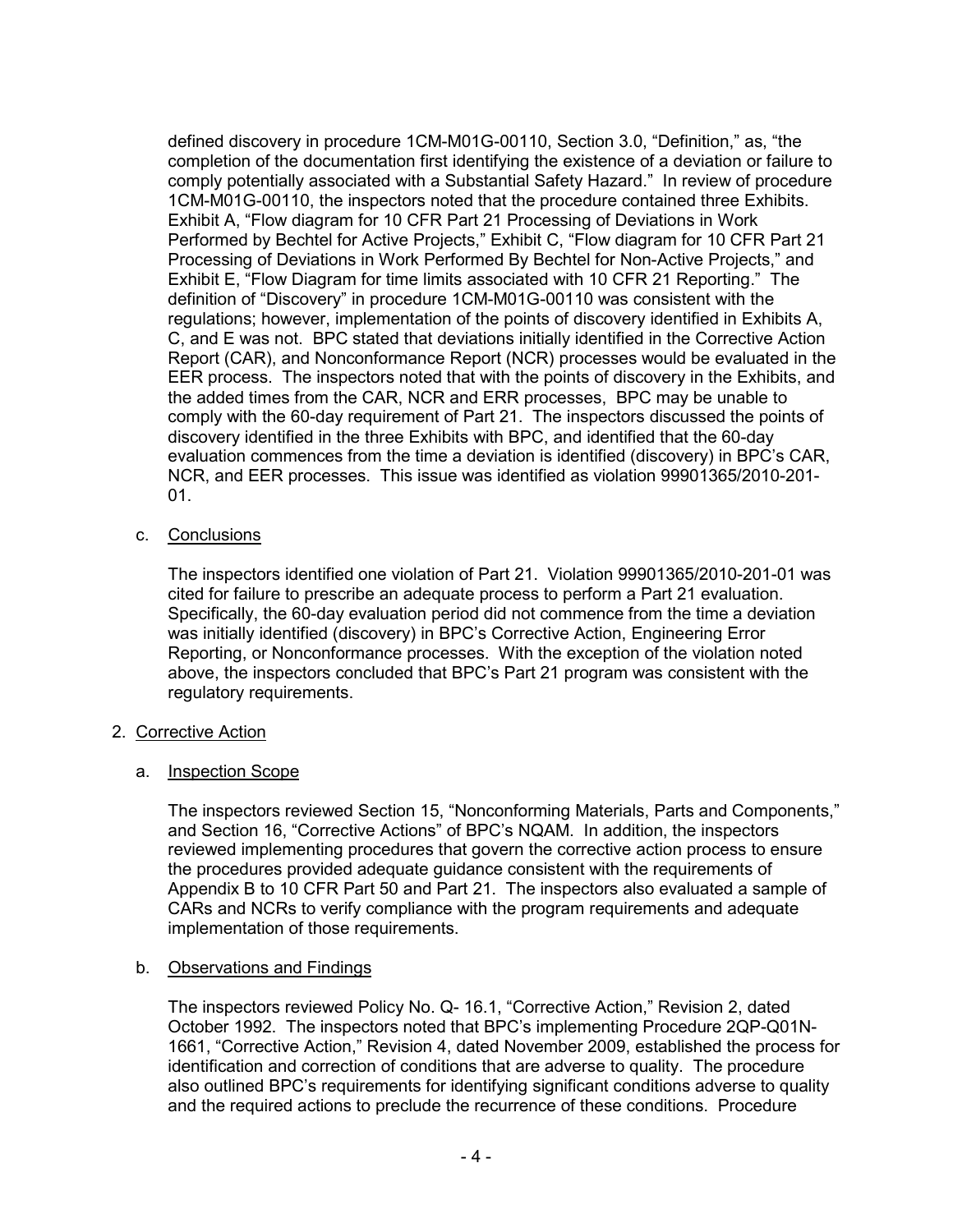defined discovery in procedure 1CM-M01G-00110, Section 3.0, "Definition," as, "the completion of the documentation first identifying the existence of a deviation or failure to comply potentially associated with a Substantial Safety Hazard." In review of procedure 1CM-M01G-00110, the inspectors noted that the procedure contained three Exhibits. Exhibit A, "Flow diagram for 10 CFR Part 21 Processing of Deviations in Work Performed by Bechtel for Active Projects," Exhibit C, "Flow diagram for 10 CFR Part 21 Processing of Deviations in Work Performed By Bechtel for Non-Active Projects," and Exhibit E, "Flow Diagram for time limits associated with 10 CFR 21 Reporting." The definition of "Discovery" in procedure 1CM-M01G-00110 was consistent with the regulations; however, implementation of the points of discovery identified in Exhibits A, C, and E was not. BPC stated that deviations initially identified in the Corrective Action Report (CAR), and Nonconformance Report (NCR) processes would be evaluated in the EER process. The inspectors noted that with the points of discovery in the Exhibits, and the added times from the CAR, NCR and ERR processes, BPC may be unable to comply with the 60-day requirement of Part 21. The inspectors discussed the points of discovery identified in the three Exhibits with BPC, and identified that the 60-day evaluation commences from the time a deviation is identified (discovery) in BPC's CAR, NCR, and EER processes. This issue was identified as violation 99901365/2010-201-01.

c. Conclusions

The inspectors identified one violation of Part 21. Violation 99901365/2010-201-01 was cited for failure to prescribe an adequate process to perform a Part 21 evaluation. Specifically, the 60-day evaluation period did not commence from the time a deviation was initially identified (discovery) in BPC's Corrective Action, Engineering Error Reporting, or Nonconformance processes. With the exception of the violation noted above, the inspectors concluded that BPC's Part 21 program was consistent with the regulatory requirements.

## 2. Corrective Action

a. Inspection Scope

The inspectors reviewed Section 15, "Nonconforming Materials, Parts and Components," and Section 16, "Corrective Actions" of BPC's NQAM. In addition, the inspectors reviewed implementing procedures that govern the corrective action process to ensure the procedures provided adequate guidance consistent with the requirements of Appendix B to 10 CFR Part 50 and Part 21. The inspectors also evaluated a sample of CARs and NCRs to verify compliance with the program requirements and adequate implementation of those requirements.

b. Observations and Findings

The inspectors reviewed Policy No. Q- 16.1, "Corrective Action," Revision 2, dated October 1992. The inspectors noted that BPC's implementing Procedure 2QP-Q01N-1661, "Corrective Action," Revision 4, dated November 2009, established the process for identification and correction of conditions that are adverse to quality. The procedure also outlined BPC's requirements for identifying significant conditions adverse to quality and the required actions to preclude the recurrence of these conditions. Procedure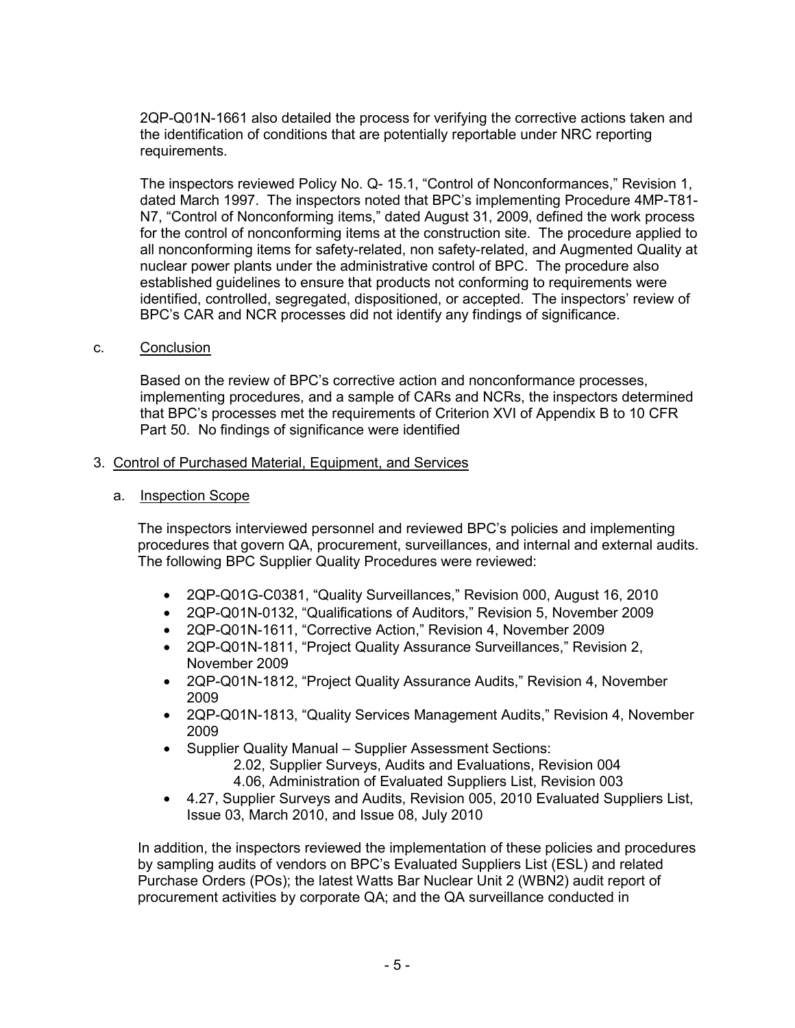2QP-Q01N-1661 also detailed the process for verifying the corrective actions taken and the identification of conditions that are potentially reportable under NRC reporting requirements.

The inspectors reviewed Policy No. Q- 15.1, "Control of Nonconformances," Revision 1, dated March 1997. The inspectors noted that BPC's implementing Procedure 4MP-T81-N7, "Control of Nonconforming items," dated August 31, 2009, defined the work process for the control of nonconforming items at the construction site. The procedure applied to all nonconforming items for safety-related, non safety-related, and Augmented Quality at nuclear power plants under the administrative control of BPC. The procedure also established guidelines to ensure that products not conforming to requirements were identified, controlled, segregated, dispositioned, or accepted. The inspectors' review of BPC's CAR and NCR processes did not identify any findings of significance.

c. Conclusion

Based on the review of BPC's corrective action and nonconformance processes, implementing procedures, and a sample of CARs and NCRs, the inspectors determined that BPC's processes met the requirements of Criterion XVI of Appendix B to 10 CFR Part 50. No findings of significance were identified

3. Control of Purchased Material, Equipment, and Services

a. Inspection Scope

The inspectors interviewed personnel and reviewed BPC's policies and implementing procedures that govern QA, procurement, surveillances, and internal and external audits. The following BPC Supplier Quality Procedures were reviewed:

- 2QP-Q01G-C0381, "Quality Surveillances," Revision 000, August 16, 2010
- 2QP-Q01N-0132, "Qualifications of Auditors," Revision 5, November 2009
- 2QP-Q01N-1611, "Corrective Action," Revision 4, November 2009
- 2QP-Q01N-1811, "Project Quality Assurance Surveillances," Revision 2, November 2009
- 2QP-Q01N-1812, "Project Quality Assurance Audits," Revision 4, November 2009
- 2QP-Q01N-1813, "Quality Services Management Audits," Revision 4, November 2009
- Supplier Quality Manual – Supplier Assessment Sections:
  - 2.02, Supplier Surveys, Audits and Evaluations, Revision 004
  - 4.06, Administration of Evaluated Suppliers List, Revision 003
- 4.27, Supplier Surveys and Audits, Revision 005, 2010 Evaluated Suppliers List, Issue 03, March 2010, and Issue 08, July 2010

In addition, the inspectors reviewed the implementation of these policies and procedures by sampling audits of vendors on BPC's Evaluated Suppliers List (ESL) and related Purchase Orders (POs); the latest Watts Bar Nuclear Unit 2 (WBN2) audit report of procurement activities by corporate QA; and the QA surveillance conducted in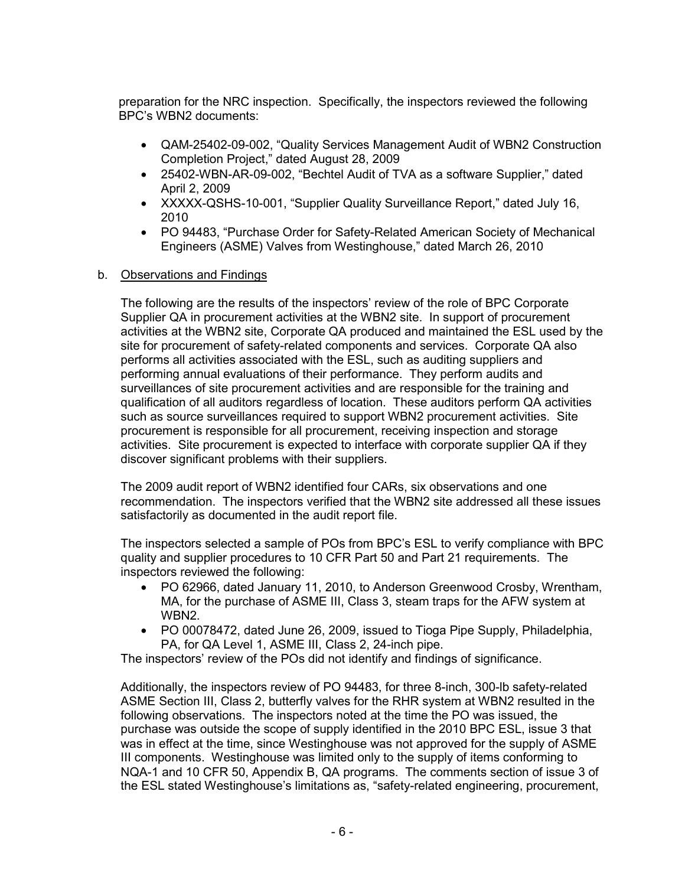preparation for the NRC inspection. Specifically, the inspectors reviewed the following BPC's WBN2 documents:

- QAM-25402-09-002, "Quality Services Management Audit of WBN2 Construction Completion Project," dated August 28, 2009
- 25402-WBN-AR-09-002, "Bechtel Audit of TVA as a software Supplier," dated April 2, 2009
- XXXXX-QSHS-10-001, "Supplier Quality Surveillance Report," dated July 16, 2010
- PO 94483, "Purchase Order for Safety-Related American Society of Mechanical Engineers (ASME) Valves from Westinghouse," dated March 26, 2010

b. Observations and Findings

The following are the results of the inspectors' review of the role of BPC Corporate Supplier QA in procurement activities at the WBN2 site. In support of procurement activities at the WBN2 site, Corporate QA produced and maintained the ESL used by the site for procurement of safety-related components and services. Corporate QA also performs all activities associated with the ESL, such as auditing suppliers and performing annual evaluations of their performance. They perform audits and surveillances of site procurement activities and are responsible for the training and qualification of all auditors regardless of location. These auditors perform QA activities such as source surveillances required to support WBN2 procurement activities. Site procurement is responsible for all procurement, receiving inspection and storage activities. Site procurement is expected to interface with corporate supplier QA if they discover significant problems with their suppliers.

The 2009 audit report of WBN2 identified four CARs, six observations and one recommendation. The inspectors verified that the WBN2 site addressed all these issues satisfactorily as documented in the audit report file.

The inspectors selected a sample of POs from BPC's ESL to verify compliance with BPC quality and supplier procedures to 10 CFR Part 50 and Part 21 requirements. The inspectors reviewed the following:

- PO 62966, dated January 11, 2010, to Anderson Greenwood Crosby, Wrentham, MA, for the purchase of ASME III, Class 3, steam traps for the AFW system at WBN2.
- PO 00078472, dated June 26, 2009, issued to Tioga Pipe Supply, Philadelphia, PA, for QA Level 1, ASME III, Class 2, 24-inch pipe.

The inspectors' review of the POs did not identify and findings of significance.

Additionally, the inspectors review of PO 94483, for three 8-inch, 300-lb safety-related ASME Section III, Class 2, butterfly valves for the RHR system at WBN2 resulted in the following observations. The inspectors noted at the time the PO was issued, the purchase was outside the scope of supply identified in the 2010 BPC ESL, issue 3 that was in effect at the time, since Westinghouse was not approved for the supply of ASME III components. Westinghouse was limited only to the supply of items conforming to NQA-1 and 10 CFR 50, Appendix B, QA programs. The comments section of issue 3 of the ESL stated Westinghouse's limitations as, "safety-related engineering, procurement,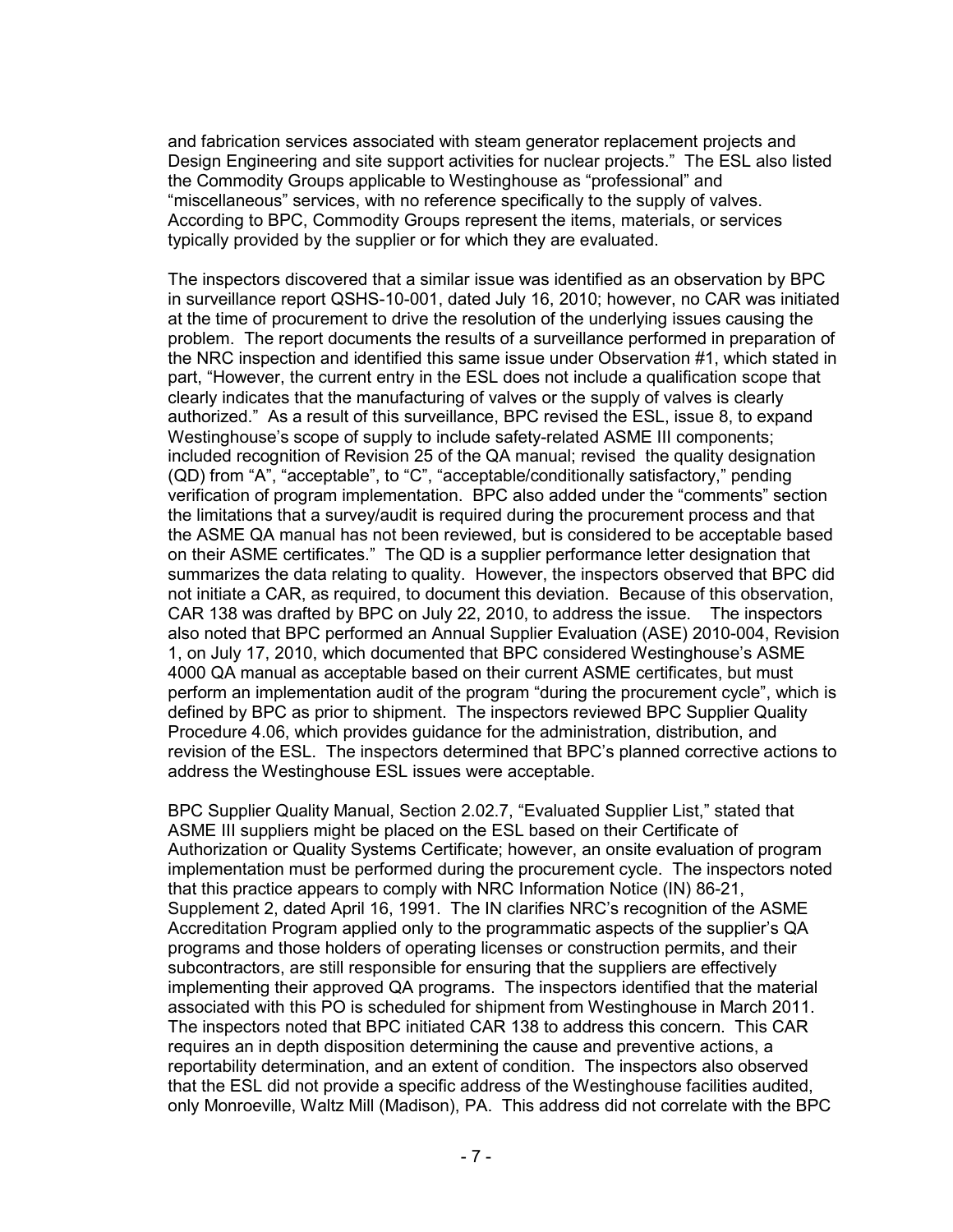and fabrication services associated with steam generator replacement projects and Design Engineering and site support activities for nuclear projects." The ESL also listed the Commodity Groups applicable to Westinghouse as "professional" and "miscellaneous" services, with no reference specifically to the supply of valves. According to BPC, Commodity Groups represent the items, materials, or services typically provided by the supplier or for which they are evaluated.

The inspectors discovered that a similar issue was identified as an observation by BPC in surveillance report QSHS-10-001, dated July 16, 2010; however, no CAR was initiated at the time of procurement to drive the resolution of the underlying issues causing the problem. The report documents the results of a surveillance performed in preparation of the NRC inspection and identified this same issue under Observation #1, which stated in part, "However, the current entry in the ESL does not include a qualification scope that clearly indicates that the manufacturing of valves or the supply of valves is clearly authorized." As a result of this surveillance, BPC revised the ESL, issue 8, to expand Westinghouse's scope of supply to include safety-related ASME III components; included recognition of Revision 25 of the QA manual; revised the quality designation (QD) from "A", "acceptable", to "C", "acceptable/conditionally satisfactory," pending verification of program implementation. BPC also added under the "comments" section the limitations that a survey/audit is required during the procurement process and that the ASME QA manual has not been reviewed, but is considered to be acceptable based on their ASME certificates." The QD is a supplier performance letter designation that summarizes the data relating to quality. However, the inspectors observed that BPC did not initiate a CAR, as required, to document this deviation. Because of this observation, CAR 138 was drafted by BPC on July 22, 2010, to address the issue. The inspectors also noted that BPC performed an Annual Supplier Evaluation (ASE) 2010-004, Revision 1, on July 17, 2010, which documented that BPC considered Westinghouse's ASME 4000 QA manual as acceptable based on their current ASME certificates, but must perform an implementation audit of the program "during the procurement cycle", which is defined by BPC as prior to shipment. The inspectors reviewed BPC Supplier Quality Procedure 4.06, which provides guidance for the administration, distribution, and revision of the ESL. The inspectors determined that BPC's planned corrective actions to address the Westinghouse ESL issues were acceptable.

BPC Supplier Quality Manual, Section 2.02.7, "Evaluated Supplier List," stated that ASME III suppliers might be placed on the ESL based on their Certificate of Authorization or Quality Systems Certificate; however, an onsite evaluation of program implementation must be performed during the procurement cycle. The inspectors noted that this practice appears to comply with NRC Information Notice (IN) 86-21, Supplement 2, dated April 16, 1991. The IN clarifies NRC's recognition of the ASME Accreditation Program applied only to the programmatic aspects of the supplier's QA programs and those holders of operating licenses or construction permits, and their subcontractors, are still responsible for ensuring that the suppliers are effectively implementing their approved QA programs. The inspectors identified that the material associated with this PO is scheduled for shipment from Westinghouse in March 2011. The inspectors noted that BPC initiated CAR 138 to address this concern. This CAR requires an in depth disposition determining the cause and preventive actions, a reportability determination, and an extent of condition. The inspectors also observed that the ESL did not provide a specific address of the Westinghouse facilities audited, only Monroeville, Waltz Mill (Madison), PA. This address did not correlate with the BPC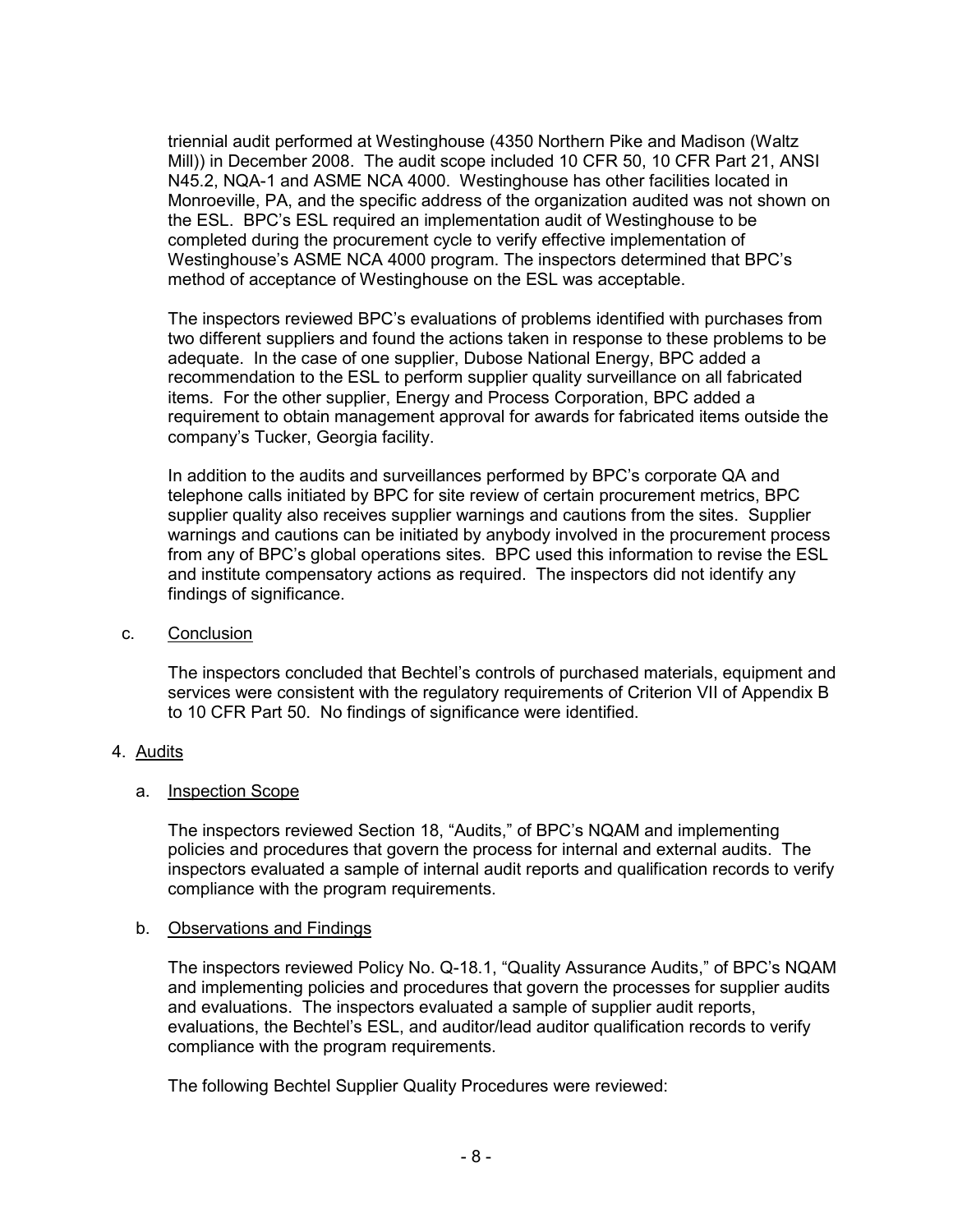triennial audit performed at Westinghouse (4350 Northern Pike and Madison (Waltz Mill)) in December 2008. The audit scope included 10 CFR 50, 10 CFR Part 21, ANSI N45.2, NQA-1 and ASME NCA 4000. Westinghouse has other facilities located in Monroeville, PA, and the specific address of the organization audited was not shown on the ESL. BPC's ESL required an implementation audit of Westinghouse to be completed during the procurement cycle to verify effective implementation of Westinghouse's ASME NCA 4000 program. The inspectors determined that BPC's method of acceptance of Westinghouse on the ESL was acceptable.

The inspectors reviewed BPC's evaluations of problems identified with purchases from two different suppliers and found the actions taken in response to these problems to be adequate. In the case of one supplier, Dubose National Energy, BPC added a recommendation to the ESL to perform supplier quality surveillance on all fabricated items. For the other supplier, Energy and Process Corporation, BPC added a requirement to obtain management approval for awards for fabricated items outside the company's Tucker, Georgia facility.

In addition to the audits and surveillances performed by BPC's corporate QA and telephone calls initiated by BPC for site review of certain procurement metrics, BPC supplier quality also receives supplier warnings and cautions from the sites. Supplier warnings and cautions can be initiated by anybody involved in the procurement process from any of BPC's global operations sites. BPC used this information to revise the ESL and institute compensatory actions as required. The inspectors did not identify any findings of significance.

c. Conclusion

The inspectors concluded that Bechtel's controls of purchased materials, equipment and services were consistent with the regulatory requirements of Criterion VII of Appendix B to 10 CFR Part 50. No findings of significance were identified.

4. Audits

a. Inspection Scope

The inspectors reviewed Section 18, "Audits," of BPC's NQAM and implementing policies and procedures that govern the process for internal and external audits. The inspectors evaluated a sample of internal audit reports and qualification records to verify compliance with the program requirements.

b. Observations and Findings

The inspectors reviewed Policy No. Q-18.1, "Quality Assurance Audits," of BPC's NQAM and implementing policies and procedures that govern the processes for supplier audits and evaluations. The inspectors evaluated a sample of supplier audit reports, evaluations, the Bechtel's ESL, and auditor/lead auditor qualification records to verify compliance with the program requirements.

The following Bechtel Supplier Quality Procedures were reviewed: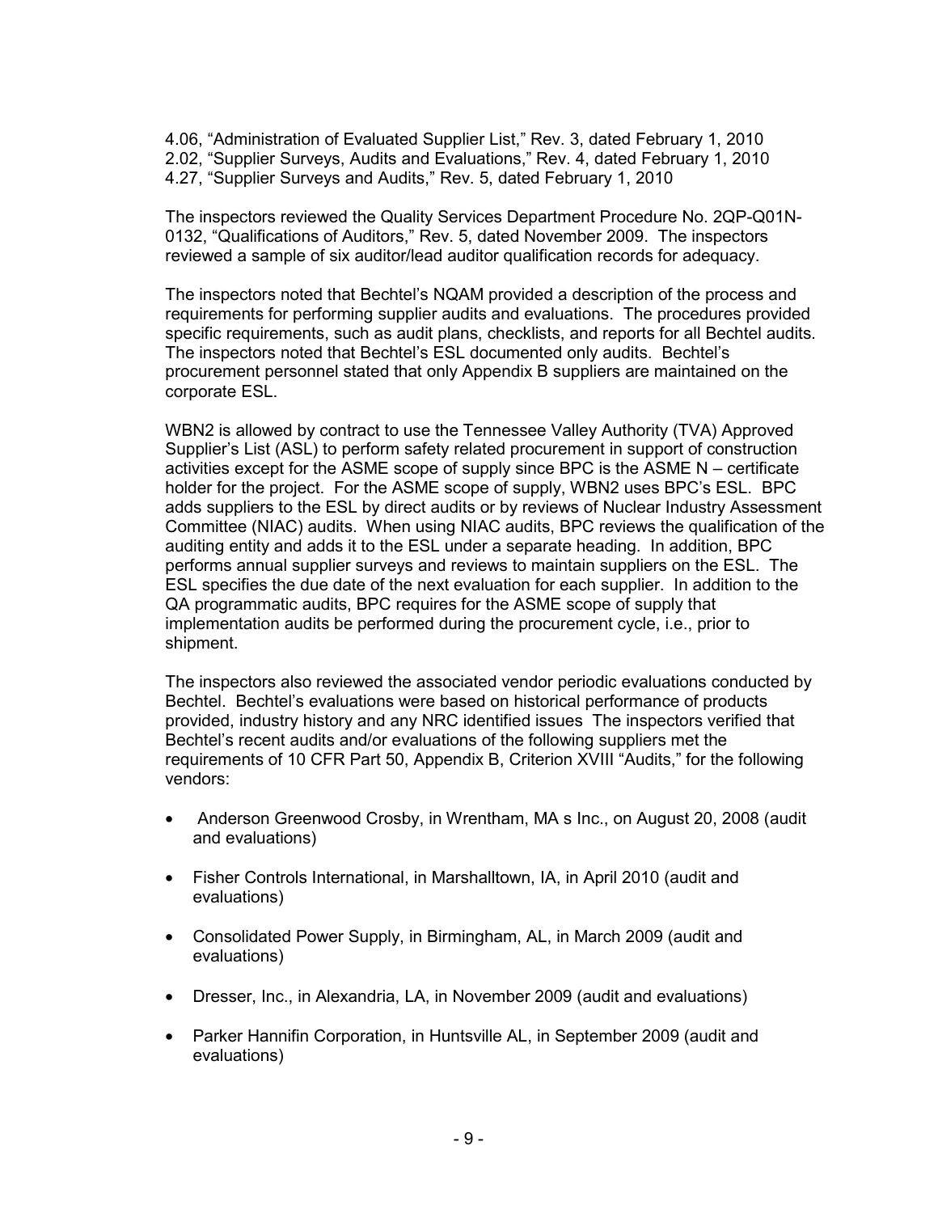4.06, "Administration of Evaluated Supplier List," Rev. 3, dated February 1, 2010
2.02, "Supplier Surveys, Audits and Evaluations," Rev. 4, dated February 1, 2010
4.27, "Supplier Surveys and Audits," Rev. 5, dated February 1, 2010

The inspectors reviewed the Quality Services Department Procedure No. 2QP-Q01N-0132, "Qualifications of Auditors," Rev. 5, dated November 2009. The inspectors reviewed a sample of six auditor/lead auditor qualification records for adequacy.

The inspectors noted that Bechtel's NQAM provided a description of the process and requirements for performing supplier audits and evaluations. The procedures provided specific requirements, such as audit plans, checklists, and reports for all Bechtel audits. The inspectors noted that Bechtel's ESL documented only audits. Bechtel's procurement personnel stated that only Appendix B suppliers are maintained on the corporate ESL.

WBN2 is allowed by contract to use the Tennessee Valley Authority (TVA) Approved Supplier's List (ASL) to perform safety related procurement in support of construction activities except for the ASME scope of supply since BPC is the ASME N – certificate holder for the project. For the ASME scope of supply, WBN2 uses BPC's ESL. BPC adds suppliers to the ESL by direct audits or by reviews of Nuclear Industry Assessment Committee (NIAC) audits. When using NIAC audits, BPC reviews the qualification of the auditing entity and adds it to the ESL under a separate heading. In addition, BPC performs annual supplier surveys and reviews to maintain suppliers on the ESL. The ESL specifies the due date of the next evaluation for each supplier. In addition to the QA programmatic audits, BPC requires for the ASME scope of supply that implementation audits be performed during the procurement cycle, i.e., prior to shipment.

The inspectors also reviewed the associated vendor periodic evaluations conducted by Bechtel. Bechtel's evaluations were based on historical performance of products provided, industry history and any NRC identified issues The inspectors verified that Bechtel's recent audits and/or evaluations of the following suppliers met the requirements of 10 CFR Part 50, Appendix B, Criterion XVIII "Audits," for the following vendors:

- Anderson Greenwood Crosby, in Wrentham, MA s Inc., on August 20, 2008 (audit and evaluations)
- Fisher Controls International, in Marshalltown, IA, in April 2010 (audit and evaluations)
- Consolidated Power Supply, in Birmingham, AL, in March 2009 (audit and evaluations)
- Dresser, Inc., in Alexandria, LA, in November 2009 (audit and evaluations)
- Parker Hannifin Corporation, in Huntsville AL, in September 2009 (audit and evaluations)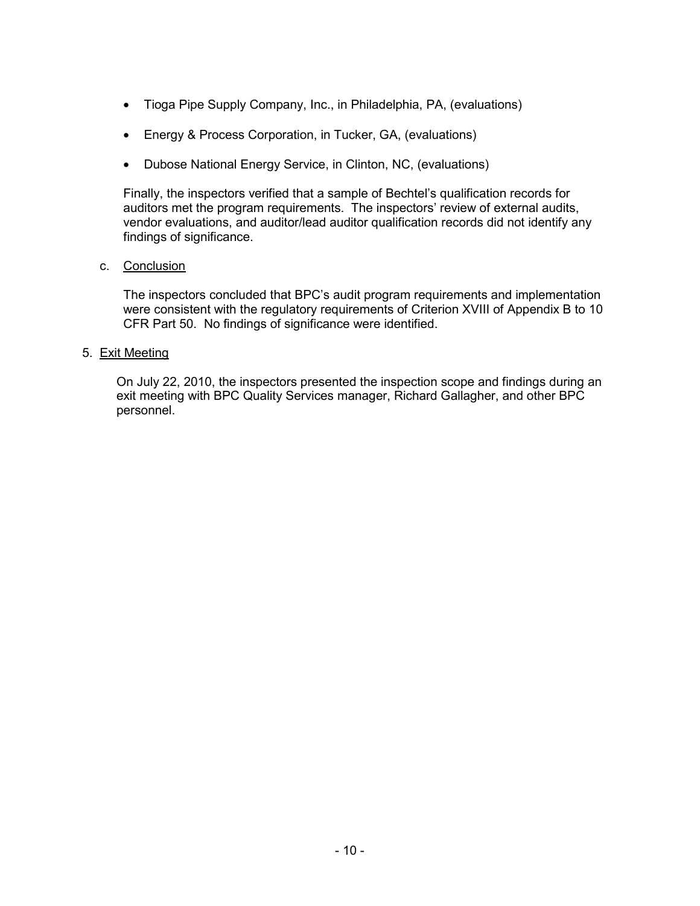- Tioga Pipe Supply Company, Inc., in Philadelphia, PA, (evaluations)
- Energy & Process Corporation, in Tucker, GA, (evaluations)
- Dubose National Energy Service, in Clinton, NC, (evaluations)

Finally, the inspectors verified that a sample of Bechtel's qualification records for auditors met the program requirements. The inspectors' review of external audits, vendor evaluations, and auditor/lead auditor qualification records did not identify any findings of significance.

c. Conclusion

The inspectors concluded that BPC's audit program requirements and implementation were consistent with the regulatory requirements of Criterion XVIII of Appendix B to 10 CFR Part 50. No findings of significance were identified.

5. Exit Meeting

On July 22, 2010, the inspectors presented the inspection scope and findings during an exit meeting with BPC Quality Services manager, Richard Gallagher, and other BPC personnel.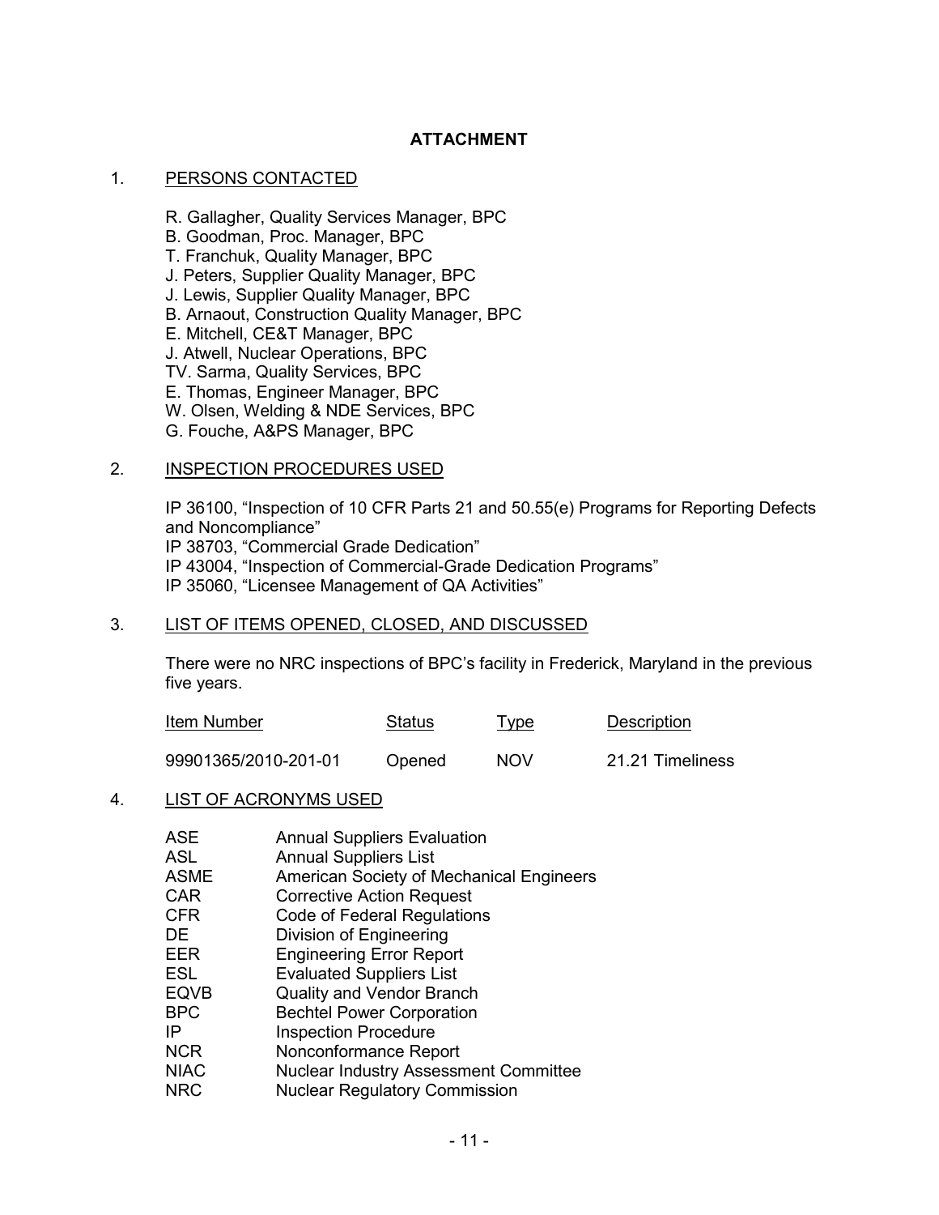## ATTACHMENT

1. PERSONS CONTACTED

R. Gallagher, Quality Services Manager, BPC
B. Goodman, Proc. Manager, BPC
T. Franchuk, Quality Manager, BPC
J. Peters, Supplier Quality Manager, BPC
J. Lewis, Supplier Quality Manager, BPC
B. Arnaout, Construction Quality Manager, BPC
E. Mitchell, CE&T Manager, BPC
J. Atwell, Nuclear Operations, BPC
TV. Sarma, Quality Services, BPC
E. Thomas, Engineer Manager, BPC
W. Olsen, Welding & NDE Services, BPC
G. Fouche, A&PS Manager, BPC

2. INSPECTION PROCEDURES USED

IP 36100, "Inspection of 10 CFR Parts 21 and 50.55(e) Programs for Reporting Defects and Noncompliance"
IP 38703, "Commercial Grade Dedication"
IP 43004, "Inspection of Commercial-Grade Dedication Programs"
IP 35060, "Licensee Management of QA Activities"

3. LIST OF ITEMS OPENED, CLOSED, AND DISCUSSED

There were no NRC inspections of BPC's facility in Frederick, Maryland in the previous five years.

| Item Number | Status | Type | Description |
|---|---|---|---|
| 99901365/2010-201-01 | Opened | NOV | 21.21 Timeliness |

4. LIST OF ACRONYMS USED

| | |
|---|---|
| ASE | Annual Suppliers Evaluation |
| ASL | Annual Suppliers List |
| ASME | American Society of Mechanical Engineers |
| CAR | Corrective Action Request |
| CFR | Code of Federal Regulations |
| DE | Division of Engineering |
| EER | Engineering Error Report |
| ESL | Evaluated Suppliers List |
| EQVB | Quality and Vendor Branch |
| BPC | Bechtel Power Corporation |
| IP | Inspection Procedure |
| NCR | Nonconformance Report |
| NIAC | Nuclear Industry Assessment Committee |
| NRC | Nuclear Regulatory Commission |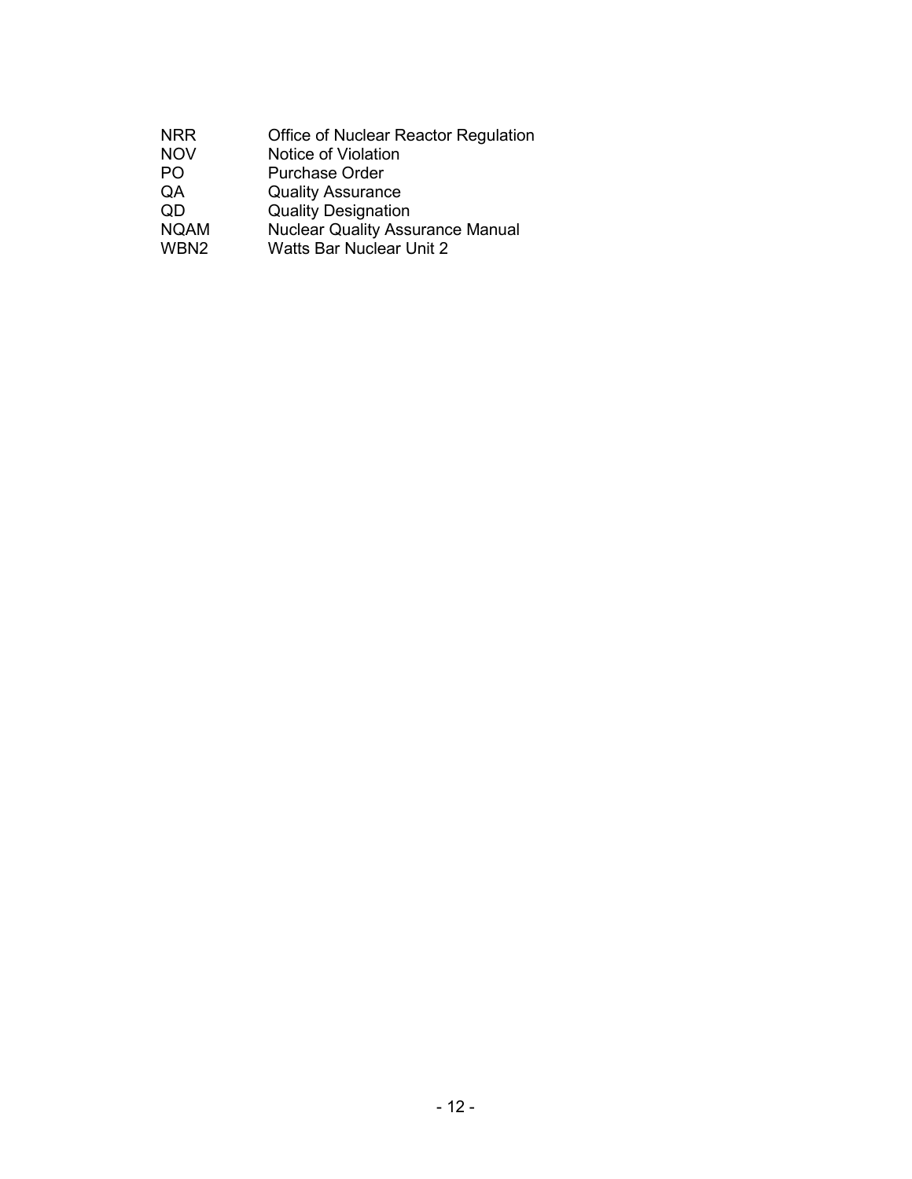| | |
|---|---|
| NRR | Office of Nuclear Reactor Regulation |
| NOV | Notice of Violation |
| PO | Purchase Order |
| QA | Quality Assurance |
| QD | Quality Designation |
| NQAM | Nuclear Quality Assurance Manual |
| WBN2 | Watts Bar Nuclear Unit 2 |